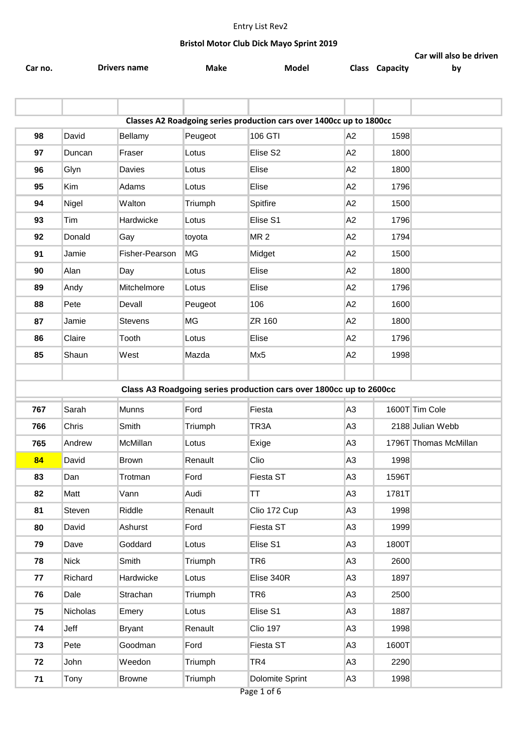Entry List Rev2

**Bristol Motor Club Dick Mayo Sprint 2019**

| Car no. | Drivers name | | Make | Model | Class | Capacity | Car will also be driven by |
|---|---|---|---|---|---|---|---|
| | | | | | | | |
| **Classes A2 Roadgoing series production cars over 1400cc up to 1800cc** | | | | | | | |
| 98 | David | Bellamy | Peugeot | 106 GTI | A2 | 1598 | |
| 97 | Duncan | Fraser | Lotus | Elise S2 | A2 | 1800 | |
| 96 | Glyn | Davies | Lotus | Elise | A2 | 1800 | |
| 95 | Kim | Adams | Lotus | Elise | A2 | 1796 | |
| 94 | Nigel | Walton | Triumph | Spitfire | A2 | 1500 | |
| 93 | Tim | Hardwicke | Lotus | Elise S1 | A2 | 1796 | |
| 92 | Donald | Gay | toyota | MR 2 | A2 | 1794 | |
| 91 | Jamie | Fisher-Pearson | MG | Midget | A2 | 1500 | |
| 90 | Alan | Day | Lotus | Elise | A2 | 1800 | |
| 89 | Andy | Mitchelmore | Lotus | Elise | A2 | 1796 | |
| 88 | Pete | Devall | Peugeot | 106 | A2 | 1600 | |
| 87 | Jamie | Stevens | MG | ZR 160 | A2 | 1800 | |
| 86 | Claire | Tooth | Lotus | Elise | A2 | 1796 | |
| 85 | Shaun | West | Mazda | Mx5 | A2 | 1998 | |
| | | | | | | | |
| **Class A3 Roadgoing series production cars over 1800cc up to 2600cc** | | | | | | | |
| 767 | Sarah | Munns | Ford | Fiesta | A3 | 1600T | Tim Cole |
| 766 | Chris | Smith | Triumph | TR3A | A3 | 2188 | Julian Webb |
| 765 | Andrew | McMillan | Lotus | Exige | A3 | 1796T | Thomas McMillan |
| 84 | David | Brown | Renault | Clio | A3 | 1998 | |
| 83 | Dan | Trotman | Ford | Fiesta ST | A3 | 1596T | |
| 82 | Matt | Vann | Audi | TT | A3 | 1781T | |
| 81 | Steven | Riddle | Renault | Clio 172 Cup | A3 | 1998 | |
| 80 | David | Ashurst | Ford | Fiesta ST | A3 | 1999 | |
| 79 | Dave | Goddard | Lotus | Elise S1 | A3 | 1800T | |
| 78 | Nick | Smith | Triumph | TR6 | A3 | 2600 | |
| 77 | Richard | Hardwicke | Lotus | Elise 340R | A3 | 1897 | |
| 76 | Dale | Strachan | Triumph | TR6 | A3 | 2500 | |
| 75 | Nicholas | Emery | Lotus | Elise S1 | A3 | 1887 | |
| 74 | Jeff | Bryant | Renault | Clio 197 | A3 | 1998 | |
| 73 | Pete | Goodman | Ford | Fiesta ST | A3 | 1600T | |
| 72 | John | Weedon | Triumph | TR4 | A3 | 2290 | |
| 71 | Tony | Browne | Triumph | Dolomite Sprint | A3 | 1998 | |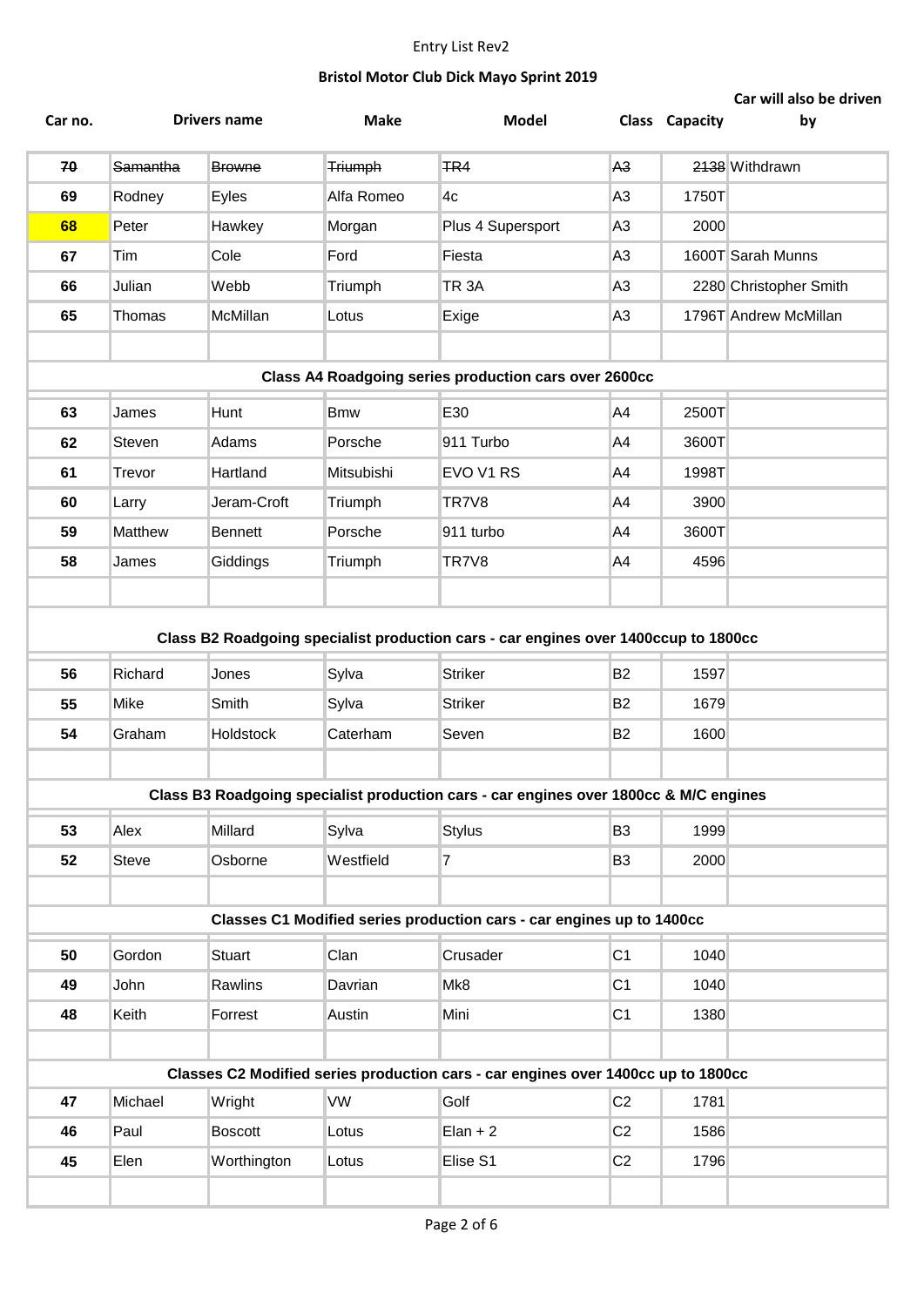Entry List Rev2

## Bristol Motor Club Dick Mayo Sprint 2019

| Car no. | Drivers name | | Make | Model | Class | Capacity | Car will also be driven by |
|---|---|---|---|---|---|---|---|
| ~~70~~ | ~~Samantha~~ | ~~Browne~~ | ~~Triumph~~ | ~~TR4~~ | ~~A3~~ | ~~2138~~ | Withdrawn |
| 69 | Rodney | Eyles | Alfa Romeo | 4c | A3 | 1750T | |
| 68 | Peter | Hawkey | Morgan | Plus 4 Supersport | A3 | 2000 | |
| 67 | Tim | Cole | Ford | Fiesta | A3 | 1600T | Sarah Munns |
| 66 | Julian | Webb | Triumph | TR 3A | A3 | 2280 | Christopher Smith |
| 65 | Thomas | McMillan | Lotus | Exige | A3 | 1796T | Andrew McMillan |
| | | | | | | | |
| **Class A4 Roadgoing series production cars over 2600cc** | | | | | | | |
| 63 | James | Hunt | Bmw | E30 | A4 | 2500T | |
| 62 | Steven | Adams | Porsche | 911 Turbo | A4 | 3600T | |
| 61 | Trevor | Hartland | Mitsubishi | EVO V1 RS | A4 | 1998T | |
| 60 | Larry | Jeram-Croft | Triumph | TR7V8 | A4 | 3900 | |
| 59 | Matthew | Bennett | Porsche | 911 turbo | A4 | 3600T | |
| 58 | James | Giddings | Triumph | TR7V8 | A4 | 4596 | |
| | | | | | | | |
| **Class B2 Roadgoing specialist production cars - car engines over 1400ccup to 1800cc** | | | | | | | |
| 56 | Richard | Jones | Sylva | Striker | B2 | 1597 | |
| 55 | Mike | Smith | Sylva | Striker | B2 | 1679 | |
| 54 | Graham | Holdstock | Caterham | Seven | B2 | 1600 | |
| | | | | | | | |
| **Class B3 Roadgoing specialist production cars - car engines over 1800cc & M/C engines** | | | | | | | |
| 53 | Alex | Millard | Sylva | Stylus | B3 | 1999 | |
| 52 | Steve | Osborne | Westfield | 7 | B3 | 2000 | |
| | | | | | | | |
| **Classes C1 Modified series production cars - car engines up to 1400cc** | | | | | | | |
| 50 | Gordon | Stuart | Clan | Crusader | C1 | 1040 | |
| 49 | John | Rawlins | Davrian | Mk8 | C1 | 1040 | |
| 48 | Keith | Forrest | Austin | Mini | C1 | 1380 | |
| | | | | | | | |
| **Classes C2 Modified series production cars - car engines over 1400cc up to 1800cc** | | | | | | | |
| 47 | Michael | Wright | VW | Golf | C2 | 1781 | |
| 46 | Paul | Boscott | Lotus | Elan + 2 | C2 | 1586 | |
| 45 | Elen | Worthington | Lotus | Elise S1 | C2 | 1796 | |
| | | | | | | | |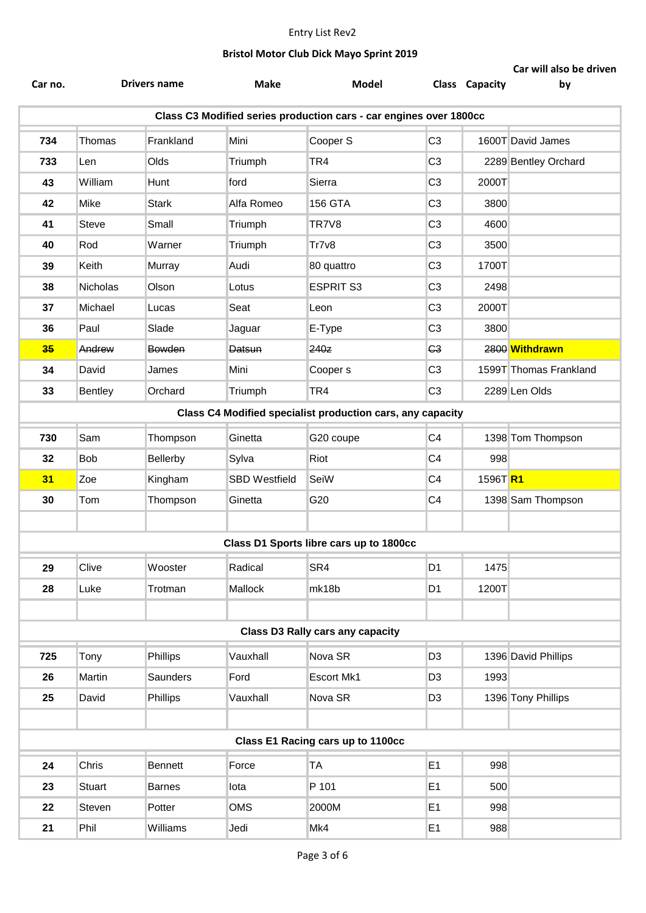Entry List Rev2

# Bristol Motor Club Dick Mayo Sprint 2019

| Car no. | Drivers name | | Make | Model | Class | Capacity | Car will also be driven by |
|---|---|---|---|---|---|---|---|
| **Class C3 Modified series production cars - car engines over 1800cc** | | | | | | | |
| 734 | Thomas | Frankland | Mini | Cooper S | C3 | 1600T | David James |
| 733 | Len | Olds | Triumph | TR4 | C3 | 2289 | Bentley Orchard |
| 43 | William | Hunt | ford | Sierra | C3 | 2000T | |
| 42 | Mike | Stark | Alfa Romeo | 156 GTA | C3 | 3800 | |
| 41 | Steve | Small | Triumph | TR7V8 | C3 | 4600 | |
| 40 | Rod | Warner | Triumph | Tr7v8 | C3 | 3500 | |
| 39 | Keith | Murray | Audi | 80 quattro | C3 | 1700T | |
| 38 | Nicholas | Olson | Lotus | ESPRIT S3 | C3 | 2498 | |
| 37 | Michael | Lucas | Seat | Leon | C3 | 2000T | |
| 36 | Paul | Slade | Jaguar | E-Type | C3 | 3800 | |
| ~~35~~ | ~~Andrew~~ | ~~Bowden~~ | ~~Datsun~~ | ~~240z~~ | ~~C3~~ | ~~2800~~ | **Withdrawn** |
| 34 | David | James | Mini | Cooper s | C3 | 1599T | Thomas Frankland |
| 33 | Bentley | Orchard | Triumph | TR4 | C3 | 2289 | Len Olds |
| **Class C4 Modified specialist production cars, any capacity** | | | | | | | |
| 730 | Sam | Thompson | Ginetta | G20 coupe | C4 | 1398 | Tom Thompson |
| 32 | Bob | Bellerby | Sylva | Riot | C4 | 998 | |
| 31 | Zoe | Kingham | SBD Westfield | SeiW | C4 | 1596T | **R1** |
| 30 | Tom | Thompson | Ginetta | G20 | C4 | 1398 | Sam Thompson |
| | | | | | | | |
| **Class D1 Sports libre cars up to 1800cc** | | | | | | | |
| 29 | Clive | Wooster | Radical | SR4 | D1 | 1475 | |
| 28 | Luke | Trotman | Mallock | mk18b | D1 | 1200T | |
| | | | | | | | |
| **Class D3 Rally cars any capacity** | | | | | | | |
| 725 | Tony | Phillips | Vauxhall | Nova SR | D3 | 1396 | David Phillips |
| 26 | Martin | Saunders | Ford | Escort Mk1 | D3 | 1993 | |
| 25 | David | Phillips | Vauxhall | Nova SR | D3 | 1396 | Tony Phillips |
| | | | | | | | |
| **Class E1 Racing cars up to 1100cc** | | | | | | | |
| 24 | Chris | Bennett | Force | TA | E1 | 998 | |
| 23 | Stuart | Barnes | Iota | P 101 | E1 | 500 | |
| 22 | Steven | Potter | OMS | 2000M | E1 | 998 | |
| 21 | Phil | Williams | Jedi | Mk4 | E1 | 988 | |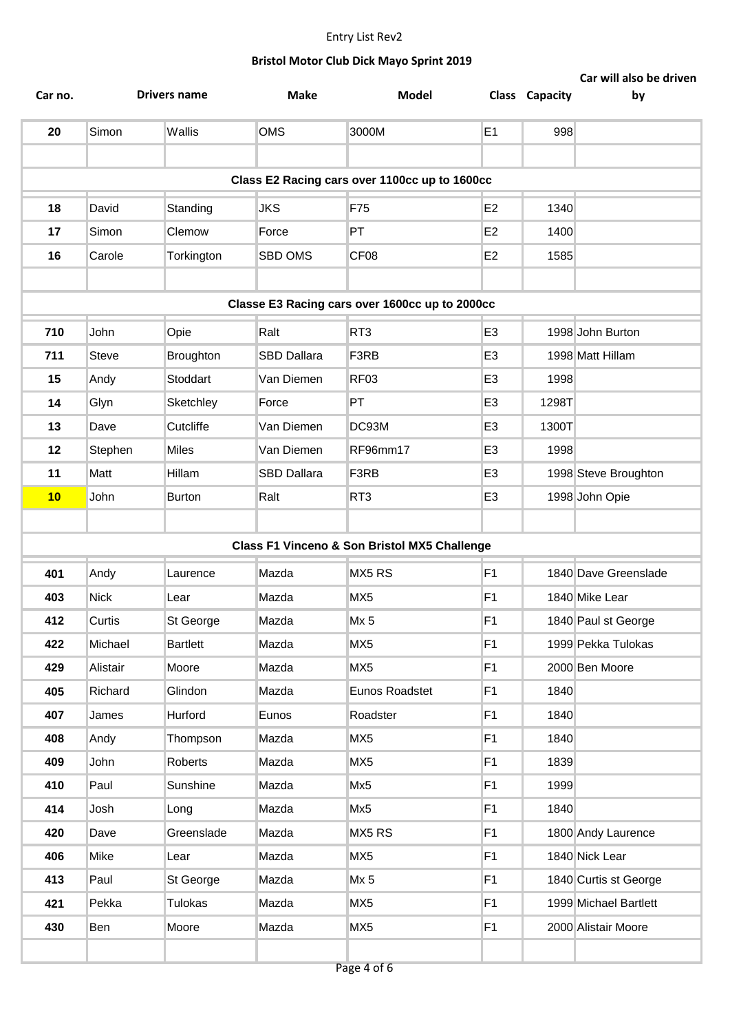Entry List Rev2

**Bristol Motor Club Dick Mayo Sprint 2019**

| Car no. | Drivers name | | Make | Model | Class | Capacity | Car will also be driven by |
|---|---|---|---|---|---|---|---|
| 20 | Simon | Wallis | OMS | 3000M | E1 | 998 | |
| | | | | | | | |
| **Class E2 Racing cars over 1100cc up to 1600cc** | | | | | | | |
| 18 | David | Standing | JKS | F75 | E2 | 1340 | |
| 17 | Simon | Clemow | Force | PT | E2 | 1400 | |
| 16 | Carole | Torkington | SBD OMS | CF08 | E2 | 1585 | |
| | | | | | | | |
| **Classe E3 Racing cars over 1600cc up to 2000cc** | | | | | | | |
| 710 | John | Opie | Ralt | RT3 | E3 | 1998 | John Burton |
| 711 | Steve | Broughton | SBD Dallara | F3RB | E3 | 1998 | Matt Hillam |
| 15 | Andy | Stoddart | Van Diemen | RF03 | E3 | 1998 | |
| 14 | Glyn | Sketchley | Force | PT | E3 | 1298T | |
| 13 | Dave | Cutcliffe | Van Diemen | DC93M | E3 | 1300T | |
| 12 | Stephen | Miles | Van Diemen | RF96mm17 | E3 | 1998 | |
| 11 | Matt | Hillam | SBD Dallara | F3RB | E3 | 1998 | Steve Broughton |
| 10 | John | Burton | Ralt | RT3 | E3 | 1998 | John Opie |
| | | | | | | | |
| **Class F1 Vinceno & Son Bristol MX5 Challenge** | | | | | | | |
| 401 | Andy | Laurence | Mazda | MX5 RS | F1 | 1840 | Dave Greenslade |
| 403 | Nick | Lear | Mazda | MX5 | F1 | 1840 | Mike Lear |
| 412 | Curtis | St George | Mazda | Mx 5 | F1 | 1840 | Paul st George |
| 422 | Michael | Bartlett | Mazda | MX5 | F1 | 1999 | Pekka Tulokas |
| 429 | Alistair | Moore | Mazda | MX5 | F1 | 2000 | Ben Moore |
| 405 | Richard | Glindon | Mazda | Eunos Roadstet | F1 | 1840 | |
| 407 | James | Hurford | Eunos | Roadster | F1 | 1840 | |
| 408 | Andy | Thompson | Mazda | MX5 | F1 | 1840 | |
| 409 | John | Roberts | Mazda | MX5 | F1 | 1839 | |
| 410 | Paul | Sunshine | Mazda | Mx5 | F1 | 1999 | |
| 414 | Josh | Long | Mazda | Mx5 | F1 | 1840 | |
| 420 | Dave | Greenslade | Mazda | MX5 RS | F1 | 1800 | Andy Laurence |
| 406 | Mike | Lear | Mazda | MX5 | F1 | 1840 | Nick Lear |
| 413 | Paul | St George | Mazda | Mx 5 | F1 | 1840 | Curtis st George |
| 421 | Pekka | Tulokas | Mazda | MX5 | F1 | 1999 | Michael Bartlett |
| 430 | Ben | Moore | Mazda | MX5 | F1 | 2000 | Alistair Moore |
| | | | | | | | |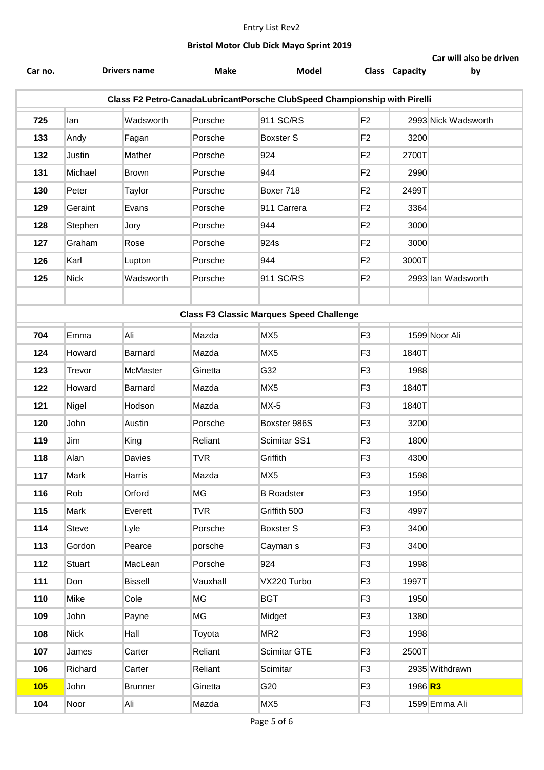Entry List Rev2

**Bristol Motor Club Dick Mayo Sprint 2019**

| Car no. | Drivers name | | Make | Model | Class | Capacity | Car will also be driven by |
|---|---|---|---|---|---|---|---|
| **Class F2 Petro-CanadaLubricantPorsche ClubSpeed Championship with Pirelli** | | | | | | | |
| 725 | Ian | Wadsworth | Porsche | 911 SC/RS | F2 | 2993 | Nick Wadsworth |
| 133 | Andy | Fagan | Porsche | Boxster S | F2 | 3200 | |
| 132 | Justin | Mather | Porsche | 924 | F2 | 2700T | |
| 131 | Michael | Brown | Porsche | 944 | F2 | 2990 | |
| 130 | Peter | Taylor | Porsche | Boxer 718 | F2 | 2499T | |
| 129 | Geraint | Evans | Porsche | 911 Carrera | F2 | 3364 | |
| 128 | Stephen | Jory | Porsche | 944 | F2 | 3000 | |
| 127 | Graham | Rose | Porsche | 924s | F2 | 3000 | |
| 126 | Karl | Lupton | Porsche | 944 | F2 | 3000T | |
| 125 | Nick | Wadsworth | Porsche | 911 SC/RS | F2 | 2993 | Ian Wadsworth |
| | | | | | | | |
| **Class F3 Classic Marques Speed Challenge** | | | | | | | |
| 704 | Emma | Ali | Mazda | MX5 | F3 | 1599 | Noor Ali |
| 124 | Howard | Barnard | Mazda | MX5 | F3 | 1840T | |
| 123 | Trevor | McMaster | Ginetta | G32 | F3 | 1988 | |
| 122 | Howard | Barnard | Mazda | MX5 | F3 | 1840T | |
| 121 | Nigel | Hodson | Mazda | MX-5 | F3 | 1840T | |
| 120 | John | Austin | Porsche | Boxster 986S | F3 | 3200 | |
| 119 | Jim | King | Reliant | Scimitar SS1 | F3 | 1800 | |
| 118 | Alan | Davies | TVR | Griffith | F3 | 4300 | |
| 117 | Mark | Harris | Mazda | MX5 | F3 | 1598 | |
| 116 | Rob | Orford | MG | B Roadster | F3 | 1950 | |
| 115 | Mark | Everett | TVR | Griffith 500 | F3 | 4997 | |
| 114 | Steve | Lyle | Porsche | Boxster S | F3 | 3400 | |
| 113 | Gordon | Pearce | porsche | Cayman s | F3 | 3400 | |
| 112 | Stuart | MacLean | Porsche | 924 | F3 | 1998 | |
| 111 | Don | Bissell | Vauxhall | VX220 Turbo | F3 | 1997T | |
| 110 | Mike | Cole | MG | BGT | F3 | 1950 | |
| 109 | John | Payne | MG | Midget | F3 | 1380 | |
| 108 | Nick | Hall | Toyota | MR2 | F3 | 1998 | |
| 107 | James | Carter | Reliant | Scimitar GTE | F3 | 2500T | |
| ~~106~~ | ~~Richard~~ | ~~Carter~~ | ~~Reliant~~ | ~~Scimitar~~ | ~~F3~~ | ~~2935~~ | Withdrawn |
| **105** | John | Brunner | Ginetta | G20 | F3 | 1986 | **R3** |
| 104 | Noor | Ali | Mazda | MX5 | F3 | 1599 | Emma Ali |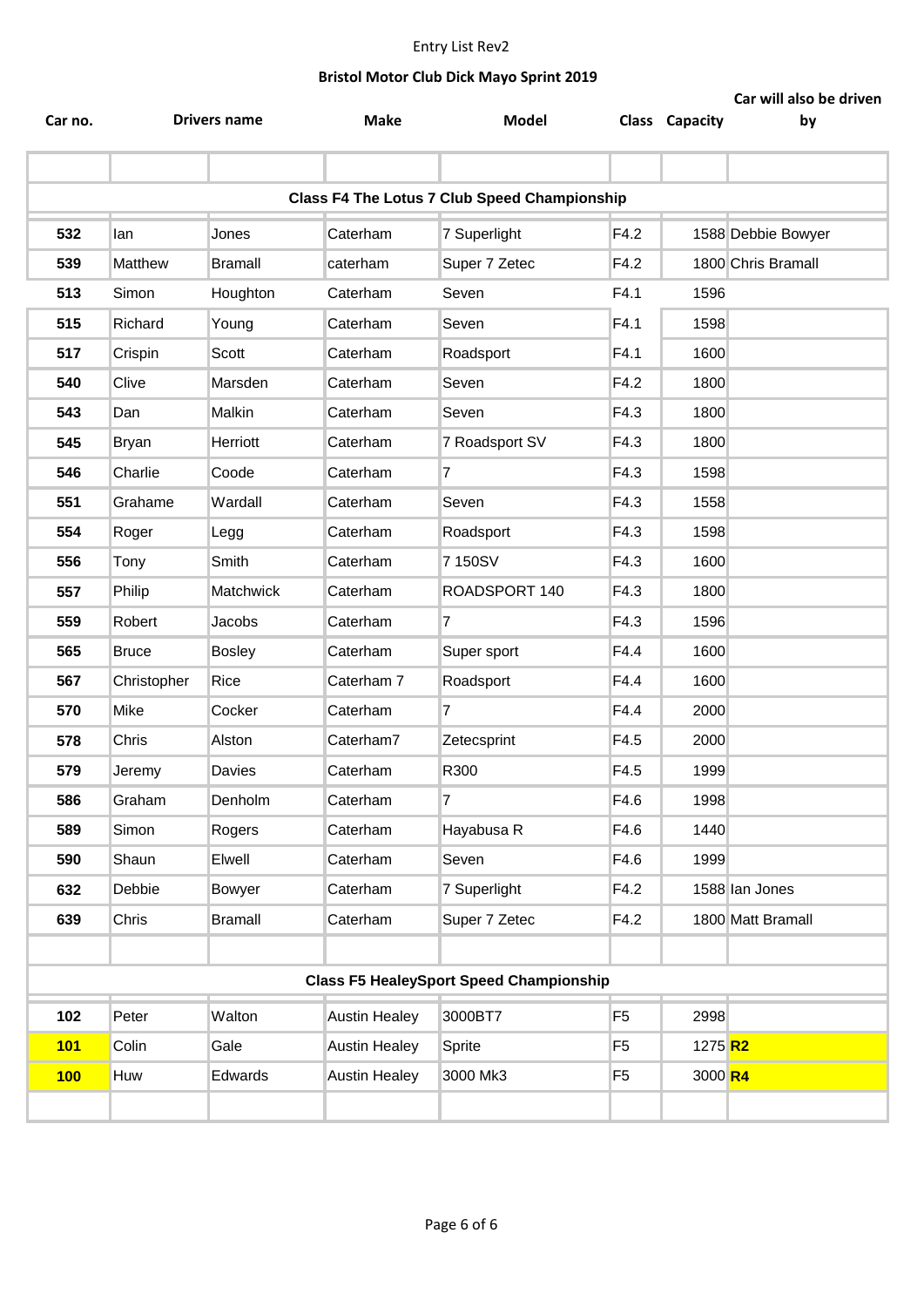Entry List Rev2

## Bristol Motor Club Dick Mayo Sprint 2019

| Car no. | Drivers name | | Make | Model | Class | Capacity | Car will also be driven by |
|---|---|---|---|---|---|---|---|
| | | | | | | | |
| **Class F4 The Lotus 7 Club Speed Championship** | | | | | | | |
| 532 | Ian | Jones | Caterham | 7 Superlight | F4.2 | 1588 | Debbie Bowyer |
| 539 | Matthew | Bramall | caterham | Super 7 Zetec | F4.2 | 1800 | Chris Bramall |
| 513 | Simon | Houghton | Caterham | Seven | F4.1 | 1596 | |
| 515 | Richard | Young | Caterham | Seven | F4.1 | 1598 | |
| 517 | Crispin | Scott | Caterham | Roadsport | F4.1 | 1600 | |
| 540 | Clive | Marsden | Caterham | Seven | F4.2 | 1800 | |
| 543 | Dan | Malkin | Caterham | Seven | F4.3 | 1800 | |
| 545 | Bryan | Herriott | Caterham | 7 Roadsport SV | F4.3 | 1800 | |
| 546 | Charlie | Coode | Caterham | 7 | F4.3 | 1598 | |
| 551 | Grahame | Wardall | Caterham | Seven | F4.3 | 1558 | |
| 554 | Roger | Legg | Caterham | Roadsport | F4.3 | 1598 | |
| 556 | Tony | Smith | Caterham | 7 150SV | F4.3 | 1600 | |
| 557 | Philip | Matchwick | Caterham | ROADSPORT 140 | F4.3 | 1800 | |
| 559 | Robert | Jacobs | Caterham | 7 | F4.3 | 1596 | |
| 565 | Bruce | Bosley | Caterham | Super sport | F4.4 | 1600 | |
| 567 | Christopher | Rice | Caterham 7 | Roadsport | F4.4 | 1600 | |
| 570 | Mike | Cocker | Caterham | 7 | F4.4 | 2000 | |
| 578 | Chris | Alston | Caterham7 | Zetecsprint | F4.5 | 2000 | |
| 579 | Jeremy | Davies | Caterham | R300 | F4.5 | 1999 | |
| 586 | Graham | Denholm | Caterham | 7 | F4.6 | 1998 | |
| 589 | Simon | Rogers | Caterham | Hayabusa R | F4.6 | 1440 | |
| 590 | Shaun | Elwell | Caterham | Seven | F4.6 | 1999 | |
| 632 | Debbie | Bowyer | Caterham | 7 Superlight | F4.2 | 1588 | Ian Jones |
| 639 | Chris | Bramall | Caterham | Super 7 Zetec | F4.2 | 1800 | Matt Bramall |
| | | | | | | | |
| **Class F5 HealeySport Speed Championship** | | | | | | | |
| 102 | Peter | Walton | Austin Healey | 3000BT7 | F5 | 2998 | |
| 101 | Colin | Gale | Austin Healey | Sprite | F5 | 1275 | **R2** |
| 100 | Huw | Edwards | Austin Healey | 3000 Mk3 | F5 | 3000 | **R4** |
| | | | | | | | |